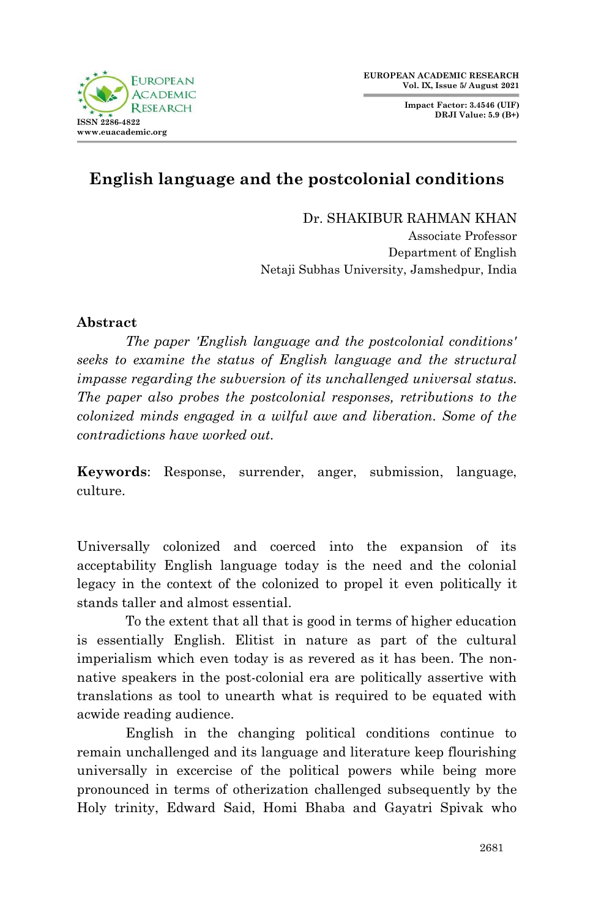# English language and the postcolonial conditions

Dr. SHAKIBUR RAHMAN KHAN
Associate Professor
Department of English
Netaji Subhas University, Jamshedpur, India

## Abstract

*The paper 'English language and the postcolonial conditions' seeks to examine the status of English language and the structural impasse regarding the subversion of its unchallenged universal status. The paper also probes the postcolonial responses, retributions to the colonized minds engaged in a wilful awe and liberation. Some of the contradictions have worked out.*

**Keywords**: Response, surrender, anger, submission, language, culture.

Universally colonized and coerced into the expansion of its acceptability English language today is the need and the colonial legacy in the context of the colonized to propel it even politically it stands taller and almost essential.

To the extent that all that is good in terms of higher education is essentially English. Elitist in nature as part of the cultural imperialism which even today is as revered as it has been. The non-native speakers in the post-colonial era are politically assertive with translations as tool to unearth what is required to be equated with acwide reading audience.

English in the changing political conditions continue to remain unchallenged and its language and literature keep flourishing universally in excercise of the political powers while being more pronounced in terms of otherization challenged subsequently by the Holy trinity, Edward Said, Homi Bhaba and Gayatri Spivak who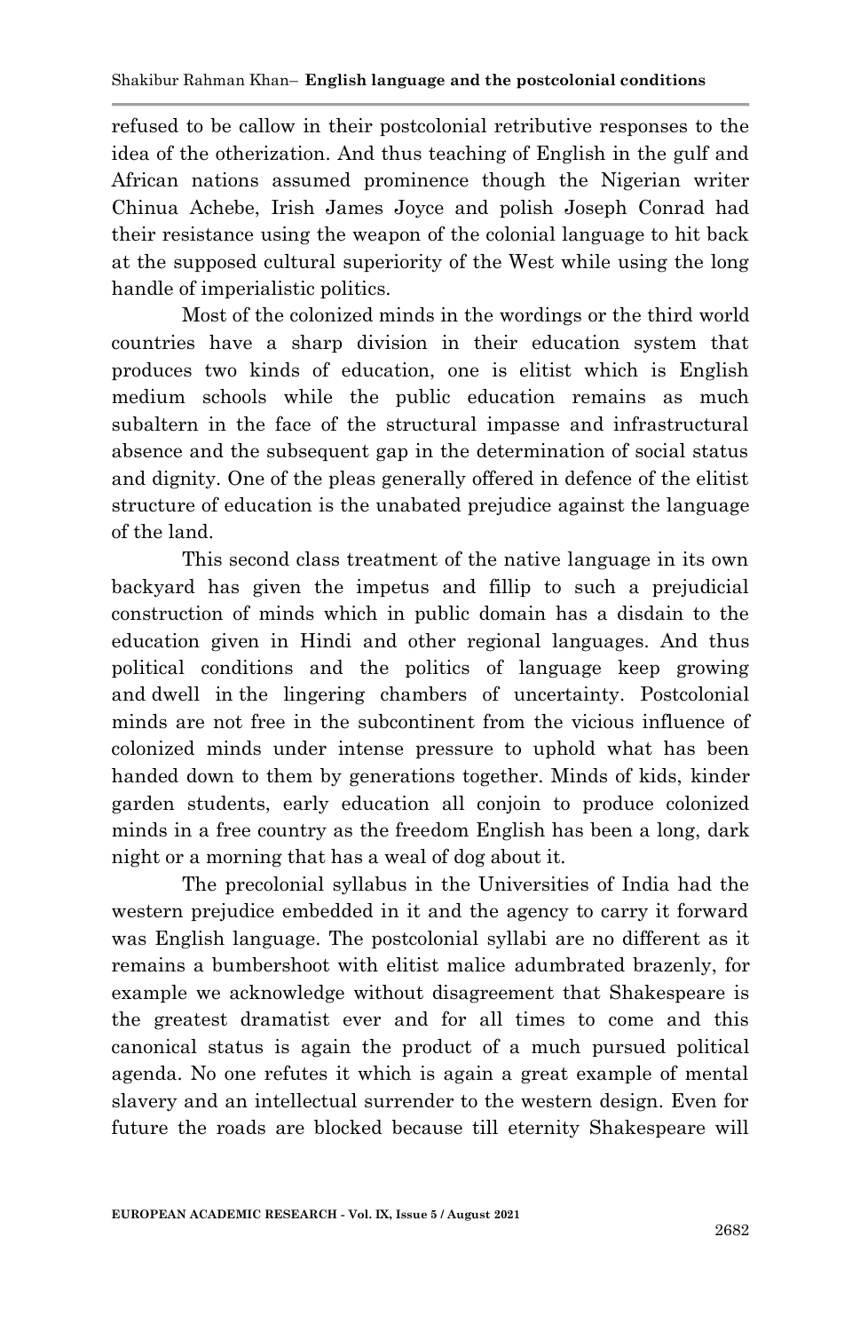refused to be callow in their postcolonial retributive responses to the idea of the otherization. And thus teaching of English in the gulf and African nations assumed prominence though the Nigerian writer Chinua Achebe, Irish James Joyce and polish Joseph Conrad had their resistance using the weapon of the colonial language to hit back at the supposed cultural superiority of the West while using the long handle of imperialistic politics.

Most of the colonized minds in the wordings or the third world countries have a sharp division in their education system that produces two kinds of education, one is elitist which is English medium schools while the public education remains as much subaltern in the face of the structural impasse and infrastructural absence and the subsequent gap in the determination of social status and dignity. One of the pleas generally offered in defence of the elitist structure of education is the unabated prejudice against the language of the land.

This second class treatment of the native language in its own backyard has given the impetus and fillip to such a prejudicial construction of minds which in public domain has a disdain to the education given in Hindi and other regional languages. And thus political conditions and the politics of language keep growing and dwell in the lingering chambers of uncertainty. Postcolonial minds are not free in the subcontinent from the vicious influence of colonized minds under intense pressure to uphold what has been handed down to them by generations together. Minds of kids, kinder garden students, early education all conjoin to produce colonized minds in a free country as the freedom English has been a long, dark night or a morning that has a weal of dog about it.

The precolonial syllabus in the Universities of India had the western prejudice embedded in it and the agency to carry it forward was English language. The postcolonial syllabi are no different as it remains a bumbershoot with elitist malice adumbrated brazenly, for example we acknowledge without disagreement that Shakespeare is the greatest dramatist ever and for all times to come and this canonical status is again the product of a much pursued political agenda. No one refutes it which is again a great example of mental slavery and an intellectual surrender to the western design. Even for future the roads are blocked because till eternity Shakespeare will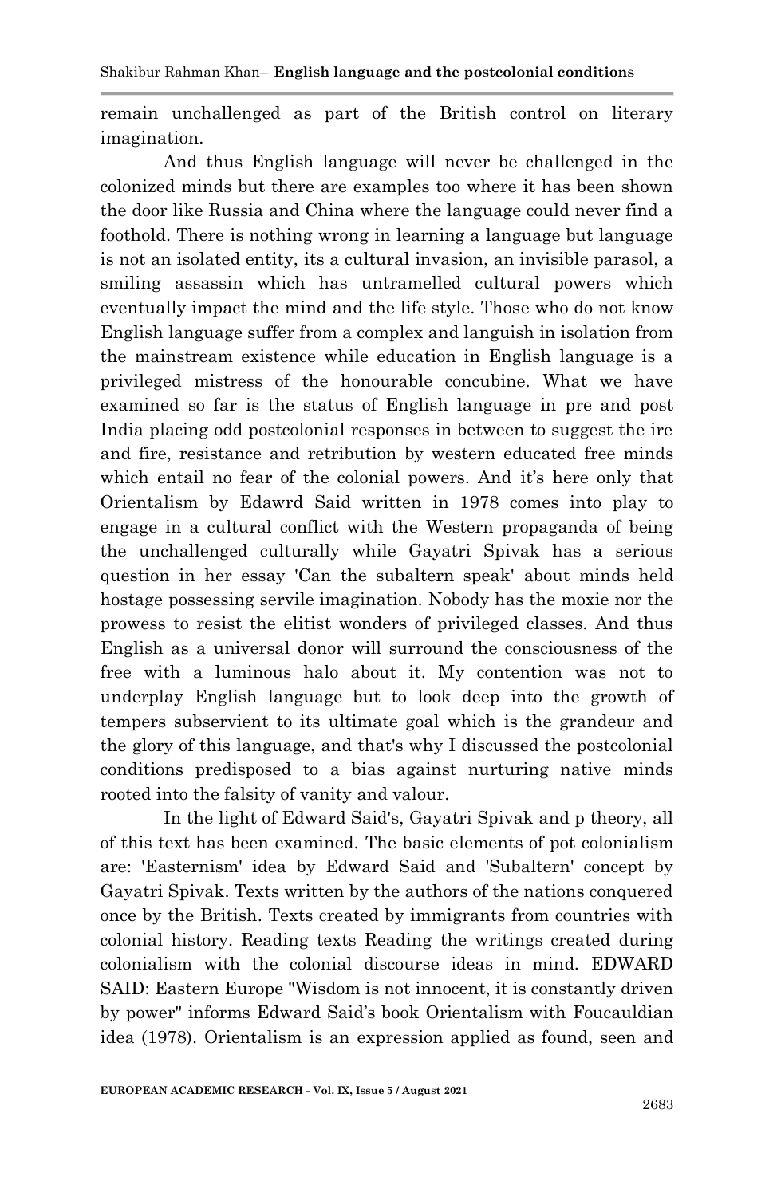remain unchallenged as part of the British control on literary imagination.

And thus English language will never be challenged in the colonized minds but there are examples too where it has been shown the door like Russia and China where the language could never find a foothold. There is nothing wrong in learning a language but language is not an isolated entity, its a cultural invasion, an invisible parasol, a smiling assassin which has untramelled cultural powers which eventually impact the mind and the life style. Those who do not know English language suffer from a complex and languish in isolation from the mainstream existence while education in English language is a privileged mistress of the honourable concubine. What we have examined so far is the status of English language in pre and post India placing odd postcolonial responses in between to suggest the ire and fire, resistance and retribution by western educated free minds which entail no fear of the colonial powers. And it's here only that Orientalism by Edawrd Said written in 1978 comes into play to engage in a cultural conflict with the Western propaganda of being the unchallenged culturally while Gayatri Spivak has a serious question in her essay 'Can the subaltern speak' about minds held hostage possessing servile imagination. Nobody has the moxie nor the prowess to resist the elitist wonders of privileged classes. And thus English as a universal donor will surround the consciousness of the free with a luminous halo about it. My contention was not to underplay English language but to look deep into the growth of tempers subservient to its ultimate goal which is the grandeur and the glory of this language, and that's why I discussed the postcolonial conditions predisposed to a bias against nurturing native minds rooted into the falsity of vanity and valour.

In the light of Edward Said's, Gayatri Spivak and p theory, all of this text has been examined. The basic elements of pot colonialism are: 'Easternism' idea by Edward Said and 'Subaltern' concept by Gayatri Spivak. Texts written by the authors of the nations conquered once by the British. Texts created by immigrants from countries with colonial history. Reading texts Reading the writings created during colonialism with the colonial discourse ideas in mind. EDWARD SAID: Eastern Europe "Wisdom is not innocent, it is constantly driven by power" informs Edward Said's book Orientalism with Foucauldian idea (1978). Orientalism is an expression applied as found, seen and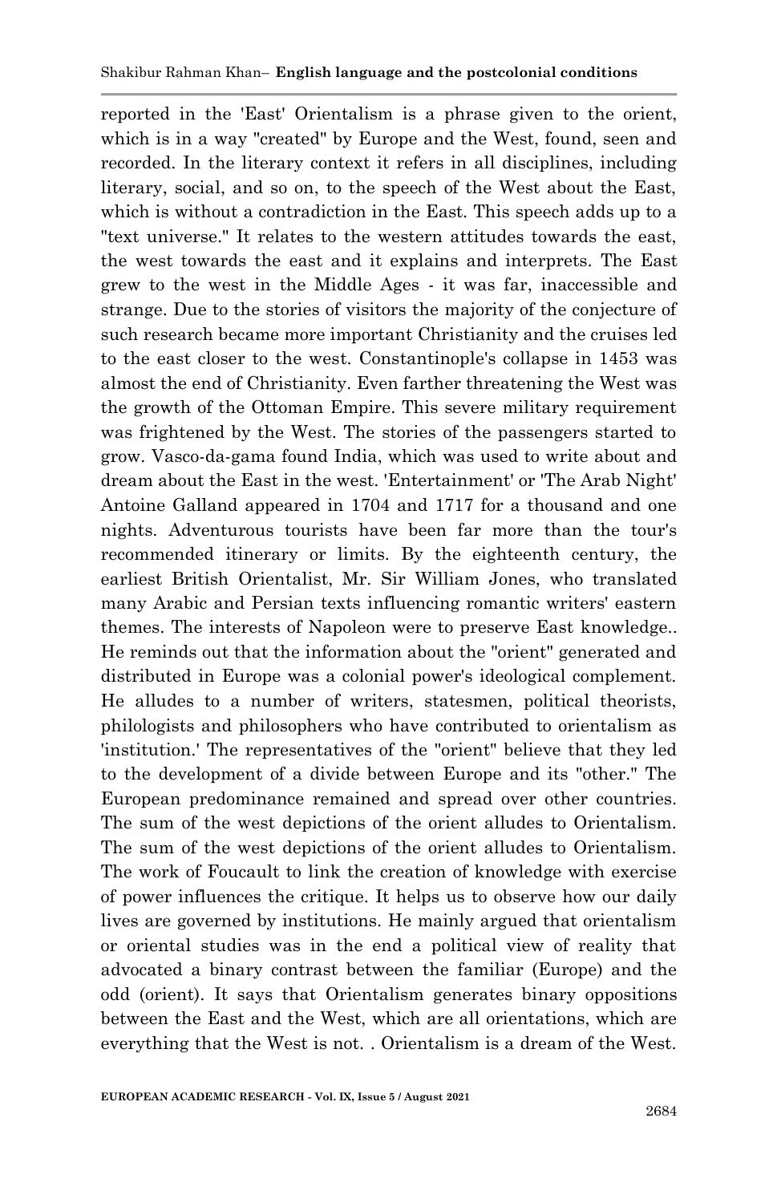reported in the 'East' Orientalism is a phrase given to the orient, which is in a way "created" by Europe and the West, found, seen and recorded. In the literary context it refers in all disciplines, including literary, social, and so on, to the speech of the West about the East, which is without a contradiction in the East. This speech adds up to a "text universe." It relates to the western attitudes towards the east, the west towards the east and it explains and interprets. The East grew to the west in the Middle Ages - it was far, inaccessible and strange. Due to the stories of visitors the majority of the conjecture of such research became more important Christianity and the cruises led to the east closer to the west. Constantinople's collapse in 1453 was almost the end of Christianity. Even farther threatening the West was the growth of the Ottoman Empire. This severe military requirement was frightened by the West. The stories of the passengers started to grow. Vasco-da-gama found India, which was used to write about and dream about the East in the west. 'Entertainment' or 'The Arab Night' Antoine Galland appeared in 1704 and 1717 for a thousand and one nights. Adventurous tourists have been far more than the tour's recommended itinerary or limits. By the eighteenth century, the earliest British Orientalist, Mr. Sir William Jones, who translated many Arabic and Persian texts influencing romantic writers' eastern themes. The interests of Napoleon were to preserve East knowledge.. He reminds out that the information about the "orient" generated and distributed in Europe was a colonial power's ideological complement. He alludes to a number of writers, statesmen, political theorists, philologists and philosophers who have contributed to orientalism as 'institution.' The representatives of the "orient" believe that they led to the development of a divide between Europe and its "other." The European predominance remained and spread over other countries. The sum of the west depictions of the orient alludes to Orientalism. The sum of the west depictions of the orient alludes to Orientalism. The work of Foucault to link the creation of knowledge with exercise of power influences the critique. It helps us to observe how our daily lives are governed by institutions. He mainly argued that orientalism or oriental studies was in the end a political view of reality that advocated a binary contrast between the familiar (Europe) and the odd (orient). It says that Orientalism generates binary oppositions between the East and the West, which are all orientations, which are everything that the West is not. . Orientalism is a dream of the West.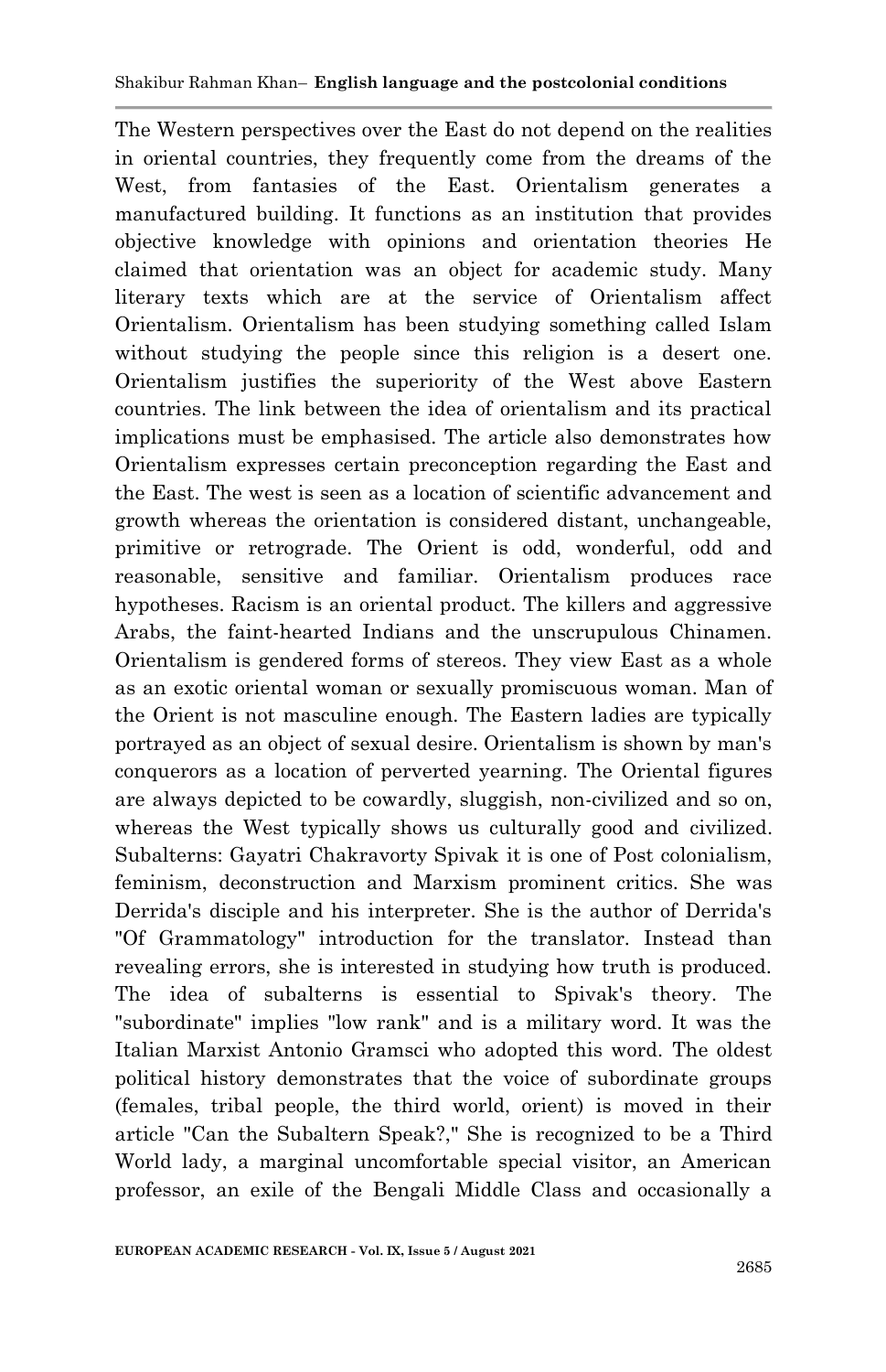The Western perspectives over the East do not depend on the realities in oriental countries, they frequently come from the dreams of the West, from fantasies of the East. Orientalism generates a manufactured building. It functions as an institution that provides objective knowledge with opinions and orientation theories He claimed that orientation was an object for academic study. Many literary texts which are at the service of Orientalism affect Orientalism. Orientalism has been studying something called Islam without studying the people since this religion is a desert one. Orientalism justifies the superiority of the West above Eastern countries. The link between the idea of orientalism and its practical implications must be emphasised. The article also demonstrates how Orientalism expresses certain preconception regarding the East and the East. The west is seen as a location of scientific advancement and growth whereas the orientation is considered distant, unchangeable, primitive or retrograde. The Orient is odd, wonderful, odd and reasonable, sensitive and familiar. Orientalism produces race hypotheses. Racism is an oriental product. The killers and aggressive Arabs, the faint-hearted Indians and the unscrupulous Chinamen. Orientalism is gendered forms of stereos. They view East as a whole as an exotic oriental woman or sexually promiscuous woman. Man of the Orient is not masculine enough. The Eastern ladies are typically portrayed as an object of sexual desire. Orientalism is shown by man's conquerors as a location of perverted yearning. The Oriental figures are always depicted to be cowardly, sluggish, non-civilized and so on, whereas the West typically shows us culturally good and civilized. Subalterns: Gayatri Chakravorty Spivak it is one of Post colonialism, feminism, deconstruction and Marxism prominent critics. She was Derrida's disciple and his interpreter. She is the author of Derrida's "Of Grammatology" introduction for the translator. Instead than revealing errors, she is interested in studying how truth is produced. The idea of subalterns is essential to Spivak's theory. The "subordinate" implies "low rank" and is a military word. It was the Italian Marxist Antonio Gramsci who adopted this word. The oldest political history demonstrates that the voice of subordinate groups (females, tribal people, the third world, orient) is moved in their article "Can the Subaltern Speak?," She is recognized to be a Third World lady, a marginal uncomfortable special visitor, an American professor, an exile of the Bengali Middle Class and occasionally a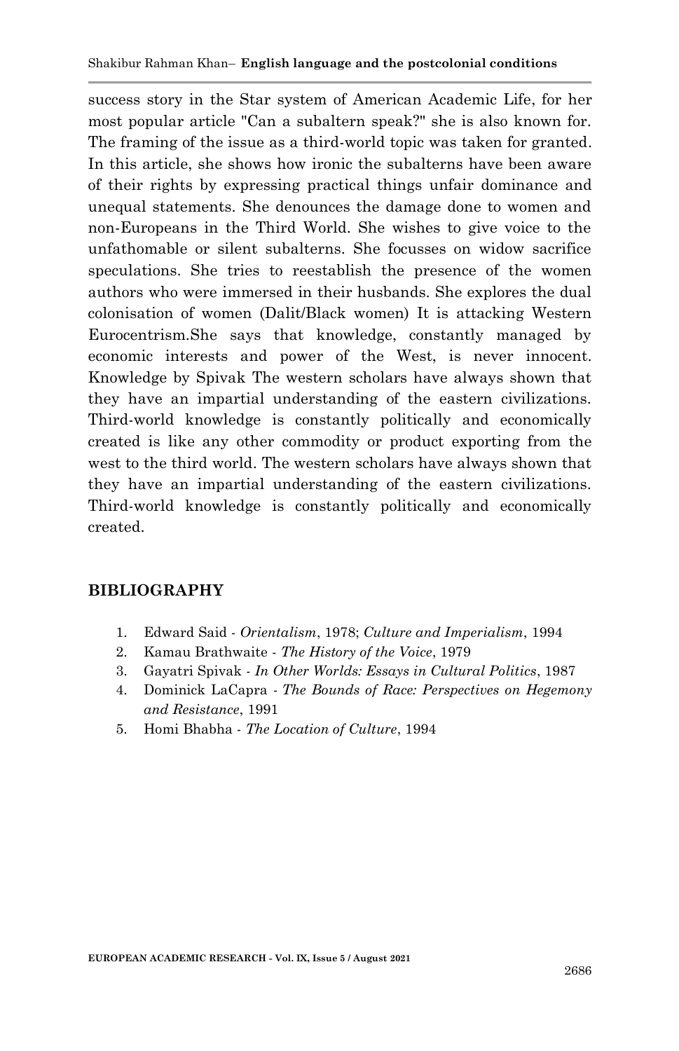success story in the Star system of American Academic Life, for her most popular article "Can a subaltern speak?" she is also known for. The framing of the issue as a third-world topic was taken for granted. In this article, she shows how ironic the subalterns have been aware of their rights by expressing practical things unfair dominance and unequal statements. She denounces the damage done to women and non-Europeans in the Third World. She wishes to give voice to the unfathomable or silent subalterns. She focusses on widow sacrifice speculations. She tries to reestablish the presence of the women authors who were immersed in their husbands. She explores the dual colonisation of women (Dalit/Black women) It is attacking Western Eurocentrism.She says that knowledge, constantly managed by economic interests and power of the West, is never innocent. Knowledge by Spivak The western scholars have always shown that they have an impartial understanding of the eastern civilizations. Third-world knowledge is constantly politically and economically created is like any other commodity or product exporting from the west to the third world. The western scholars have always shown that they have an impartial understanding of the eastern civilizations. Third-world knowledge is constantly politically and economically created.

## BIBLIOGRAPHY

1. Edward Said - *Orientalism*, 1978; *Culture and Imperialism*, 1994
2. Kamau Brathwaite - *The History of the Voice*, 1979
3. Gayatri Spivak - *In Other Worlds: Essays in Cultural Politics*, 1987
4. Dominick LaCapra - *The Bounds of Race: Perspectives on Hegemony and Resistance*, 1991
5. Homi Bhabha - *The Location of Culture*, 1994